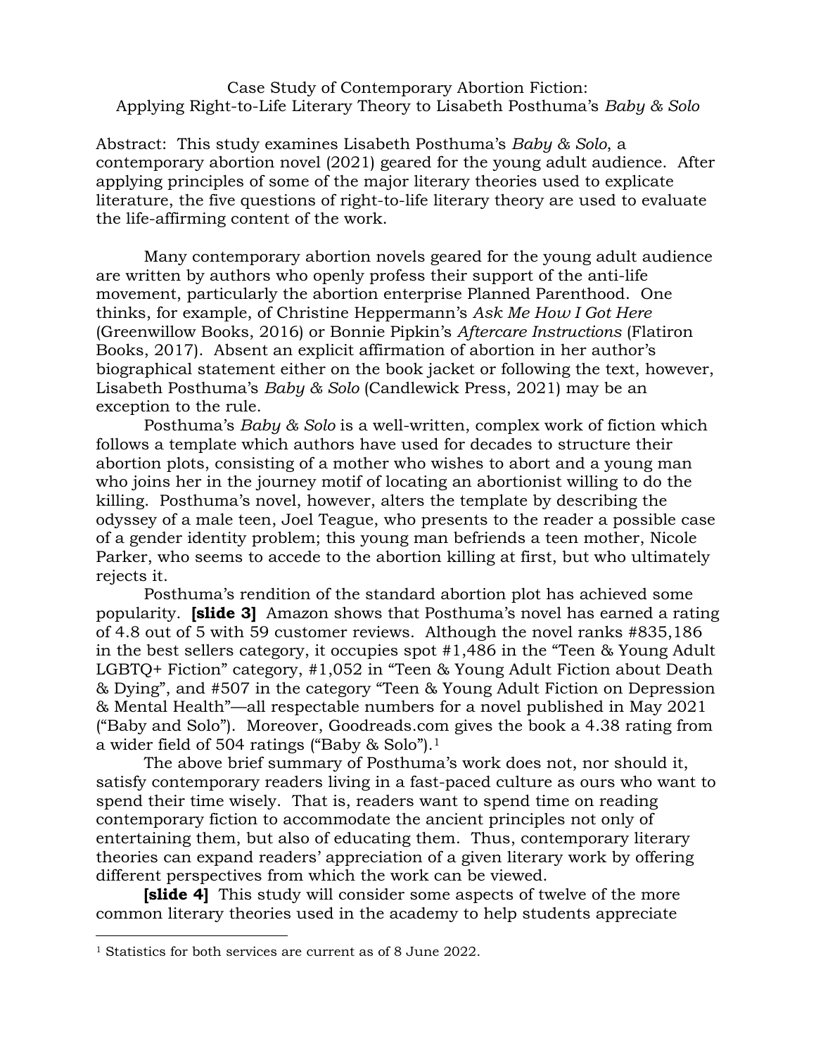Case Study of Contemporary Abortion Fiction:
Applying Right-to-Life Literary Theory to Lisabeth Posthuma's *Baby & Solo*

Abstract: This study examines Lisabeth Posthuma's *Baby & Solo*, a contemporary abortion novel (2021) geared for the young adult audience. After applying principles of some of the major literary theories used to explicate literature, the five questions of right-to-life literary theory are used to evaluate the life-affirming content of the work.

Many contemporary abortion novels geared for the young adult audience are written by authors who openly profess their support of the anti-life movement, particularly the abortion enterprise Planned Parenthood. One thinks, for example, of Christine Heppermann's *Ask Me How I Got Here* (Greenwillow Books, 2016) or Bonnie Pipkin's *Aftercare Instructions* (Flatiron Books, 2017). Absent an explicit affirmation of abortion in her author's biographical statement either on the book jacket or following the text, however, Lisabeth Posthuma's *Baby & Solo* (Candlewick Press, 2021) may be an exception to the rule.

Posthuma's *Baby & Solo* is a well-written, complex work of fiction which follows a template which authors have used for decades to structure their abortion plots, consisting of a mother who wishes to abort and a young man who joins her in the journey motif of locating an abortionist willing to do the killing. Posthuma's novel, however, alters the template by describing the odyssey of a male teen, Joel Teague, who presents to the reader a possible case of a gender identity problem; this young man befriends a teen mother, Nicole Parker, who seems to accede to the abortion killing at first, but who ultimately rejects it.

Posthuma's rendition of the standard abortion plot has achieved some popularity. **[slide 3]** Amazon shows that Posthuma's novel has earned a rating of 4.8 out of 5 with 59 customer reviews. Although the novel ranks #835,186 in the best sellers category, it occupies spot #1,486 in the "Teen & Young Adult LGBTQ+ Fiction" category, #1,052 in "Teen & Young Adult Fiction about Death & Dying", and #507 in the category "Teen & Young Adult Fiction on Depression & Mental Health"—all respectable numbers for a novel published in May 2021 ("Baby and Solo"). Moreover, Goodreads.com gives the book a 4.38 rating from a wider field of 504 ratings ("Baby & Solo").[1]

The above brief summary of Posthuma's work does not, nor should it, satisfy contemporary readers living in a fast-paced culture as ours who want to spend their time wisely. That is, readers want to spend time on reading contemporary fiction to accommodate the ancient principles not only of entertaining them, but also of educating them. Thus, contemporary literary theories can expand readers' appreciation of a given literary work by offering different perspectives from which the work can be viewed.

**[slide 4]** This study will consider some aspects of twelve of the more common literary theories used in the academy to help students appreciate

[1] Statistics for both services are current as of 8 June 2022.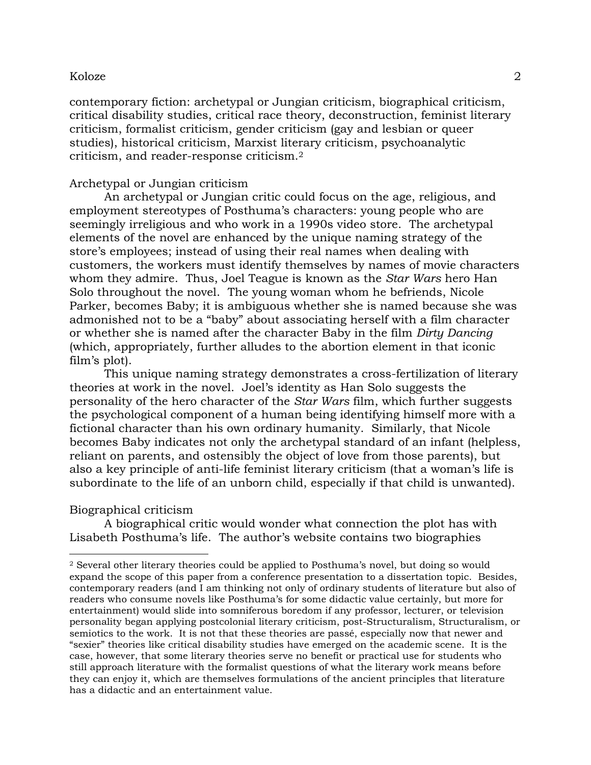contemporary fiction: archetypal or Jungian criticism, biographical criticism, critical disability studies, critical race theory, deconstruction, feminist literary criticism, formalist criticism, gender criticism (gay and lesbian or queer studies), historical criticism, Marxist literary criticism, psychoanalytic criticism, and reader-response criticism.[2]

## Archetypal or Jungian criticism

An archetypal or Jungian critic could focus on the age, religious, and employment stereotypes of Posthuma's characters: young people who are seemingly irreligious and who work in a 1990s video store. The archetypal elements of the novel are enhanced by the unique naming strategy of the store's employees; instead of using their real names when dealing with customers, the workers must identify themselves by names of movie characters whom they admire. Thus, Joel Teague is known as the *Star Wars* hero Han Solo throughout the novel. The young woman whom he befriends, Nicole Parker, becomes Baby; it is ambiguous whether she is named because she was admonished not to be a "baby" about associating herself with a film character or whether she is named after the character Baby in the film *Dirty Dancing* (which, appropriately, further alludes to the abortion element in that iconic film's plot).

This unique naming strategy demonstrates a cross-fertilization of literary theories at work in the novel. Joel's identity as Han Solo suggests the personality of the hero character of the *Star Wars* film, which further suggests the psychological component of a human being identifying himself more with a fictional character than his own ordinary humanity. Similarly, that Nicole becomes Baby indicates not only the archetypal standard of an infant (helpless, reliant on parents, and ostensibly the object of love from those parents), but also a key principle of anti-life feminist literary criticism (that a woman's life is subordinate to the life of an unborn child, especially if that child is unwanted).

## Biographical criticism

A biographical critic would wonder what connection the plot has with Lisabeth Posthuma's life. The author's website contains two biographies

---

[2] Several other literary theories could be applied to Posthuma's novel, but doing so would expand the scope of this paper from a conference presentation to a dissertation topic. Besides, contemporary readers (and I am thinking not only of ordinary students of literature but also of readers who consume novels like Posthuma's for some didactic value certainly, but more for entertainment) would slide into somniferous boredom if any professor, lecturer, or television personality began applying postcolonial literary criticism, post-Structuralism, Structuralism, or semiotics to the work. It is not that these theories are passé, especially now that newer and "sexier" theories like critical disability studies have emerged on the academic scene. It is the case, however, that some literary theories serve no benefit or practical use for students who still approach literature with the formalist questions of what the literary work means before they can enjoy it, which are themselves formulations of the ancient principles that literature has a didactic and an entertainment value.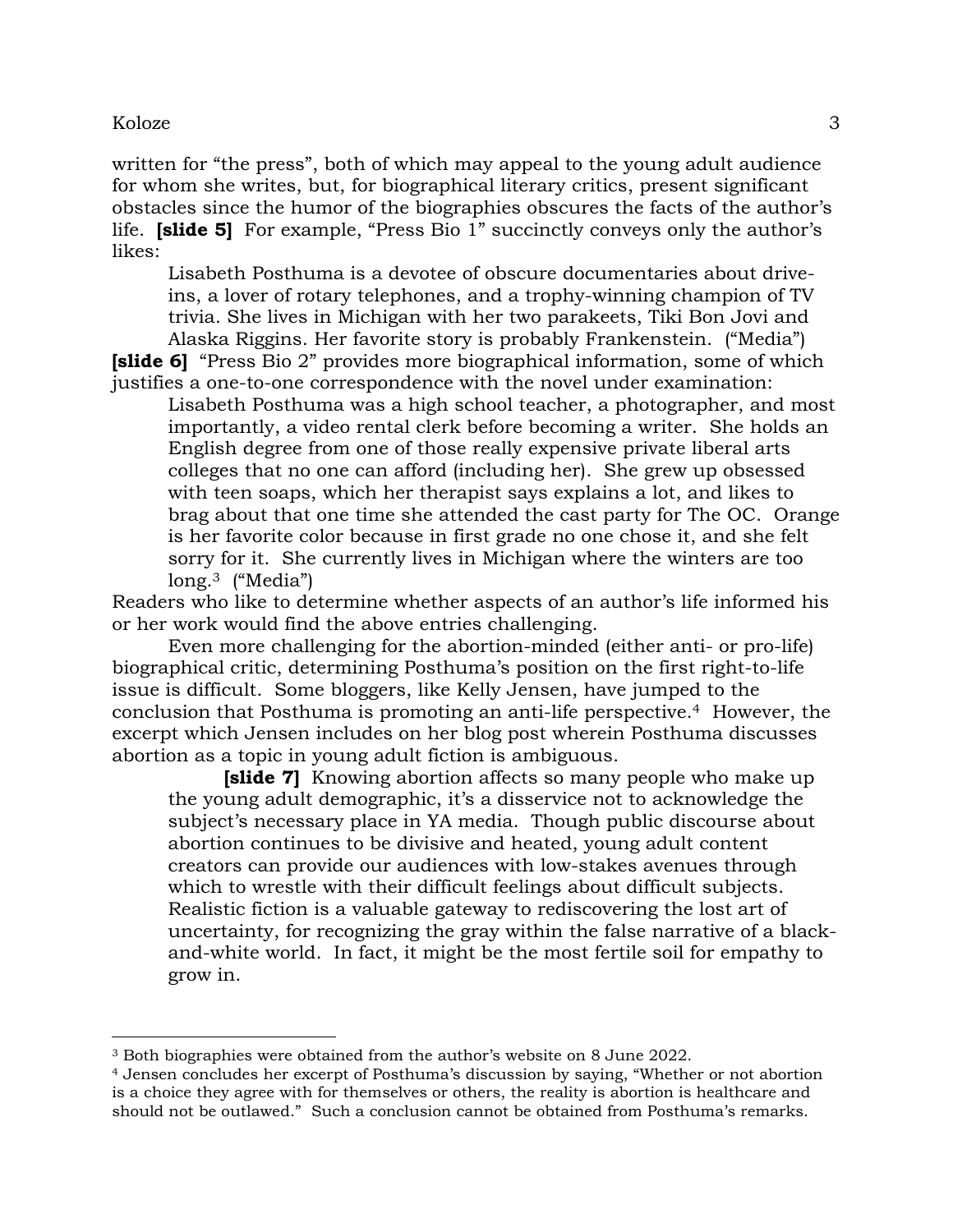written for "the press", both of which may appeal to the young adult audience for whom she writes, but, for biographical literary critics, present significant obstacles since the humor of the biographies obscures the facts of the author's life. **[slide 5]** For example, "Press Bio 1" succinctly conveys only the author's likes:

> Lisabeth Posthuma is a devotee of obscure documentaries about drive-ins, a lover of rotary telephones, and a trophy-winning champion of TV trivia. She lives in Michigan with her two parakeets, Tiki Bon Jovi and Alaska Riggins. Her favorite story is probably Frankenstein. ("Media")

**[slide 6]** "Press Bio 2" provides more biographical information, some of which justifies a one-to-one correspondence with the novel under examination:

> Lisabeth Posthuma was a high school teacher, a photographer, and most importantly, a video rental clerk before becoming a writer. She holds an English degree from one of those really expensive private liberal arts colleges that no one can afford (including her). She grew up obsessed with teen soaps, which her therapist says explains a lot, and likes to brag about that one time she attended the cast party for The OC. Orange is her favorite color because in first grade no one chose it, and she felt sorry for it. She currently lives in Michigan where the winters are too long.[3] ("Media")

Readers who like to determine whether aspects of an author's life informed his or her work would find the above entries challenging.

Even more challenging for the abortion-minded (either anti- or pro-life) biographical critic, determining Posthuma's position on the first right-to-life issue is difficult. Some bloggers, like Kelly Jensen, have jumped to the conclusion that Posthuma is promoting an anti-life perspective.[4] However, the excerpt which Jensen includes on her blog post wherein Posthuma discusses abortion as a topic in young adult fiction is ambiguous.

> **[slide 7]** Knowing abortion affects so many people who make up the young adult demographic, it's a disservice not to acknowledge the subject's necessary place in YA media. Though public discourse about abortion continues to be divisive and heated, young adult content creators can provide our audiences with low-stakes avenues through which to wrestle with their difficult feelings about difficult subjects. Realistic fiction is a valuable gateway to rediscovering the lost art of uncertainty, for recognizing the gray within the false narrative of a black-and-white world. In fact, it might be the most fertile soil for empathy to grow in.

---

[3] Both biographies were obtained from the author's website on 8 June 2022.

[4] Jensen concludes her excerpt of Posthuma's discussion by saying, "Whether or not abortion is a choice they agree with for themselves or others, the reality is abortion is healthcare and should not be outlawed." Such a conclusion cannot be obtained from Posthuma's remarks.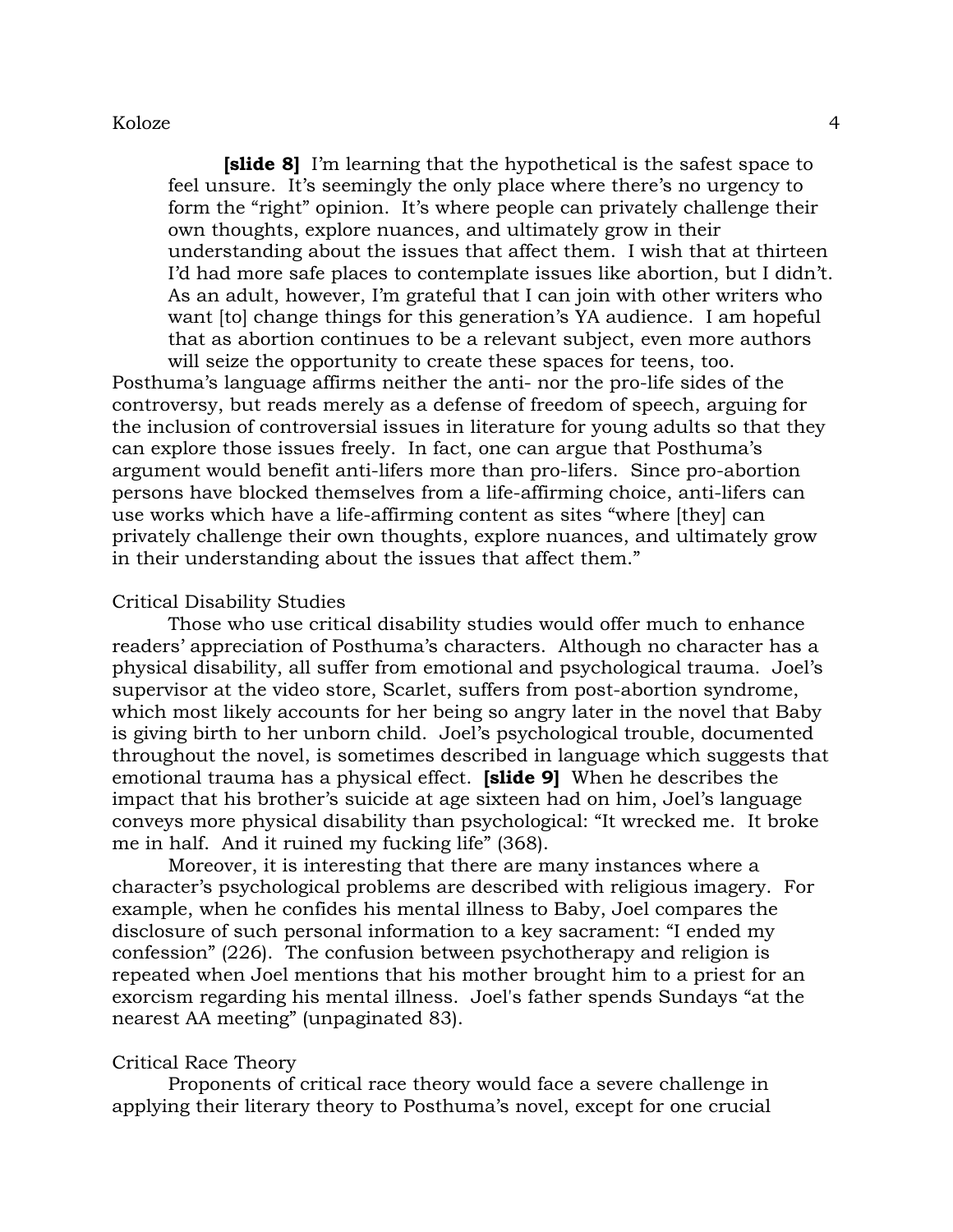> **[slide 8]** I'm learning that the hypothetical is the safest space to feel unsure. It's seemingly the only place where there's no urgency to form the "right" opinion. It's where people can privately challenge their own thoughts, explore nuances, and ultimately grow in their understanding about the issues that affect them. I wish that at thirteen I'd had more safe places to contemplate issues like abortion, but I didn't. As an adult, however, I'm grateful that I can join with other writers who want [to] change things for this generation's YA audience. I am hopeful that as abortion continues to be a relevant subject, even more authors will seize the opportunity to create these spaces for teens, too.

Posthuma's language affirms neither the anti- nor the pro-life sides of the controversy, but reads merely as a defense of freedom of speech, arguing for the inclusion of controversial issues in literature for young adults so that they can explore those issues freely. In fact, one can argue that Posthuma's argument would benefit anti-lifers more than pro-lifers. Since pro-abortion persons have blocked themselves from a life-affirming choice, anti-lifers can use works which have a life-affirming content as sites "where [they] can privately challenge their own thoughts, explore nuances, and ultimately grow in their understanding about the issues that affect them."

## Critical Disability Studies

Those who use critical disability studies would offer much to enhance readers' appreciation of Posthuma's characters. Although no character has a physical disability, all suffer from emotional and psychological trauma. Joel's supervisor at the video store, Scarlet, suffers from post-abortion syndrome, which most likely accounts for her being so angry later in the novel that Baby is giving birth to her unborn child. Joel's psychological trouble, documented throughout the novel, is sometimes described in language which suggests that emotional trauma has a physical effect. **[slide 9]** When he describes the impact that his brother's suicide at age sixteen had on him, Joel's language conveys more physical disability than psychological: "It wrecked me. It broke me in half. And it ruined my fucking life" (368).

Moreover, it is interesting that there are many instances where a character's psychological problems are described with religious imagery. For example, when he confides his mental illness to Baby, Joel compares the disclosure of such personal information to a key sacrament: "I ended my confession" (226). The confusion between psychotherapy and religion is repeated when Joel mentions that his mother brought him to a priest for an exorcism regarding his mental illness. Joel's father spends Sundays "at the nearest AA meeting" (unpaginated 83).

## Critical Race Theory

Proponents of critical race theory would face a severe challenge in applying their literary theory to Posthuma's novel, except for one crucial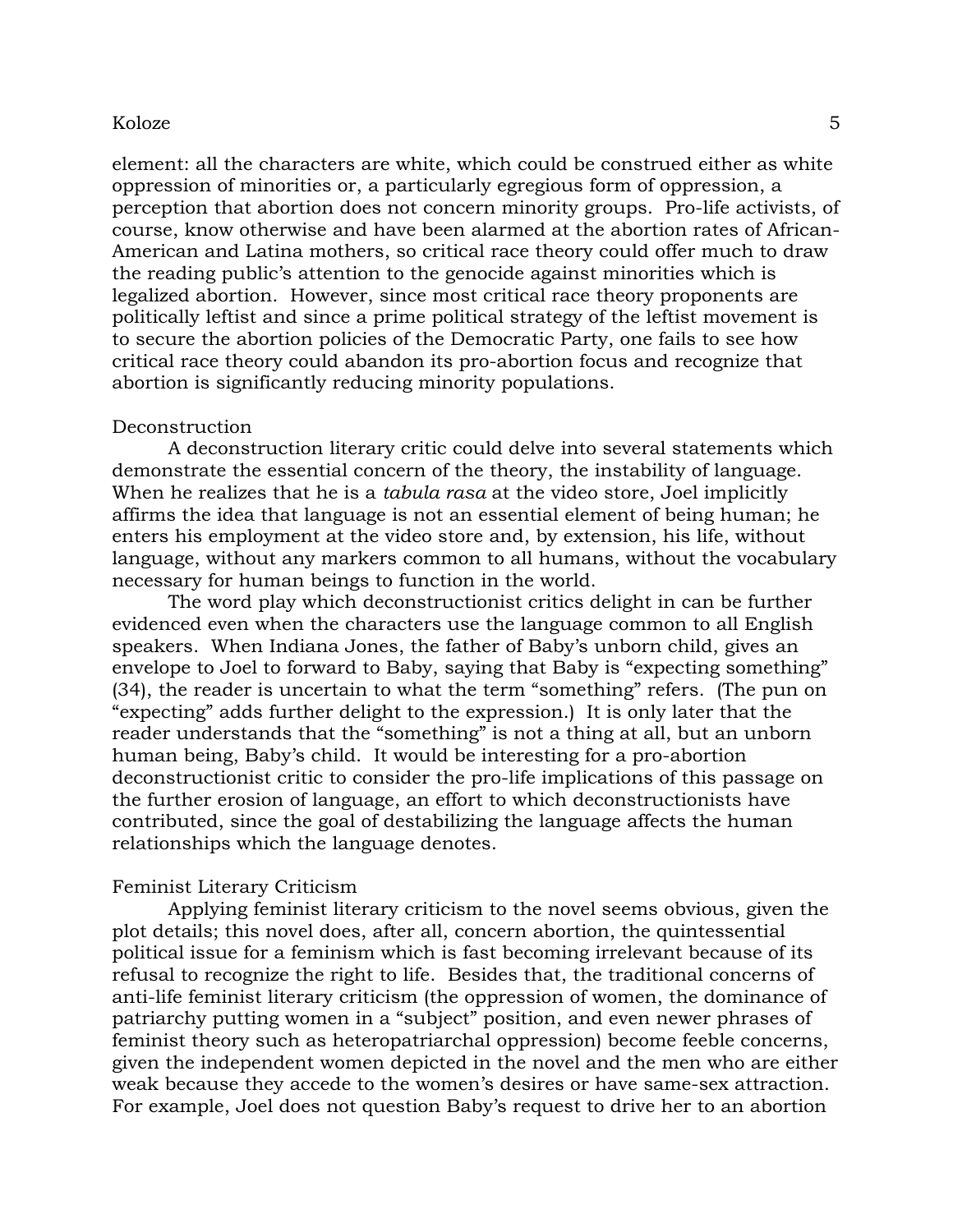element: all the characters are white, which could be construed either as white oppression of minorities or, a particularly egregious form of oppression, a perception that abortion does not concern minority groups. Pro-life activists, of course, know otherwise and have been alarmed at the abortion rates of African-American and Latina mothers, so critical race theory could offer much to draw the reading public's attention to the genocide against minorities which is legalized abortion. However, since most critical race theory proponents are politically leftist and since a prime political strategy of the leftist movement is to secure the abortion policies of the Democratic Party, one fails to see how critical race theory could abandon its pro-abortion focus and recognize that abortion is significantly reducing minority populations.

### Deconstruction

A deconstruction literary critic could delve into several statements which demonstrate the essential concern of the theory, the instability of language. When he realizes that he is a *tabula rasa* at the video store, Joel implicitly affirms the idea that language is not an essential element of being human; he enters his employment at the video store and, by extension, his life, without language, without any markers common to all humans, without the vocabulary necessary for human beings to function in the world.

The word play which deconstructionist critics delight in can be further evidenced even when the characters use the language common to all English speakers. When Indiana Jones, the father of Baby's unborn child, gives an envelope to Joel to forward to Baby, saying that Baby is "expecting something" (34), the reader is uncertain to what the term "something" refers. (The pun on "expecting" adds further delight to the expression.) It is only later that the reader understands that the "something" is not a thing at all, but an unborn human being, Baby's child. It would be interesting for a pro-abortion deconstructionist critic to consider the pro-life implications of this passage on the further erosion of language, an effort to which deconstructionists have contributed, since the goal of destabilizing the language affects the human relationships which the language denotes.

### Feminist Literary Criticism

Applying feminist literary criticism to the novel seems obvious, given the plot details; this novel does, after all, concern abortion, the quintessential political issue for a feminism which is fast becoming irrelevant because of its refusal to recognize the right to life. Besides that, the traditional concerns of anti-life feminist literary criticism (the oppression of women, the dominance of patriarchy putting women in a "subject" position, and even newer phrases of feminist theory such as heteropatriarchal oppression) become feeble concerns, given the independent women depicted in the novel and the men who are either weak because they accede to the women's desires or have same-sex attraction. For example, Joel does not question Baby's request to drive her to an abortion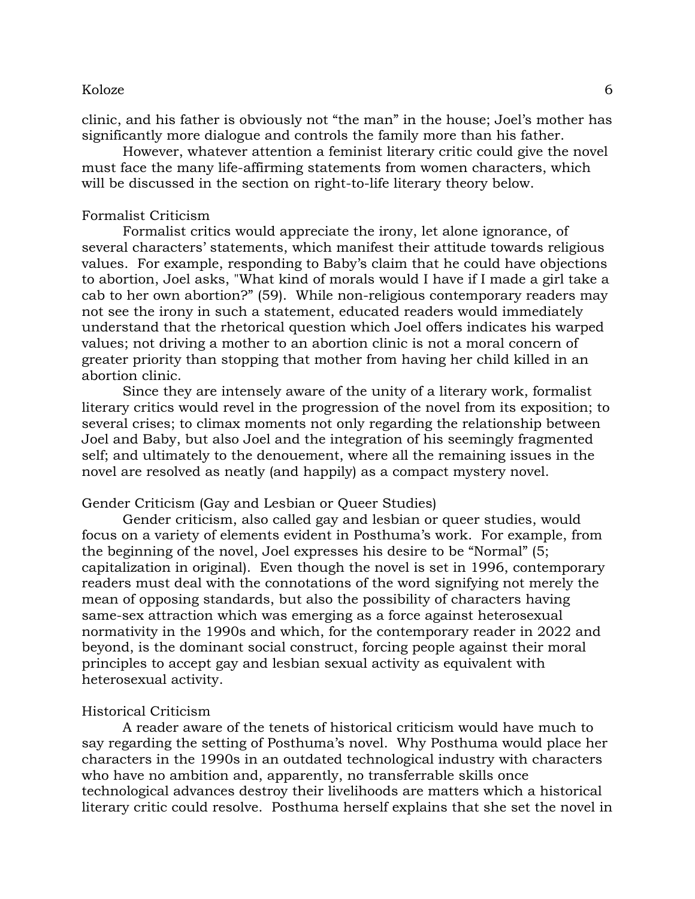clinic, and his father is obviously not "the man" in the house; Joel's mother has significantly more dialogue and controls the family more than his father.

However, whatever attention a feminist literary critic could give the novel must face the many life-affirming statements from women characters, which will be discussed in the section on right-to-life literary theory below.

## Formalist Criticism

Formalist critics would appreciate the irony, let alone ignorance, of several characters' statements, which manifest their attitude towards religious values. For example, responding to Baby's claim that he could have objections to abortion, Joel asks, "What kind of morals would I have if I made a girl take a cab to her own abortion?" (59). While non-religious contemporary readers may not see the irony in such a statement, educated readers would immediately understand that the rhetorical question which Joel offers indicates his warped values; not driving a mother to an abortion clinic is not a moral concern of greater priority than stopping that mother from having her child killed in an abortion clinic.

Since they are intensely aware of the unity of a literary work, formalist literary critics would revel in the progression of the novel from its exposition; to several crises; to climax moments not only regarding the relationship between Joel and Baby, but also Joel and the integration of his seemingly fragmented self; and ultimately to the denouement, where all the remaining issues in the novel are resolved as neatly (and happily) as a compact mystery novel.

## Gender Criticism (Gay and Lesbian or Queer Studies)

Gender criticism, also called gay and lesbian or queer studies, would focus on a variety of elements evident in Posthuma's work. For example, from the beginning of the novel, Joel expresses his desire to be "Normal" (5; capitalization in original). Even though the novel is set in 1996, contemporary readers must deal with the connotations of the word signifying not merely the mean of opposing standards, but also the possibility of characters having same-sex attraction which was emerging as a force against heterosexual normativity in the 1990s and which, for the contemporary reader in 2022 and beyond, is the dominant social construct, forcing people against their moral principles to accept gay and lesbian sexual activity as equivalent with heterosexual activity.

## Historical Criticism

A reader aware of the tenets of historical criticism would have much to say regarding the setting of Posthuma's novel. Why Posthuma would place her characters in the 1990s in an outdated technological industry with characters who have no ambition and, apparently, no transferrable skills once technological advances destroy their livelihoods are matters which a historical literary critic could resolve. Posthuma herself explains that she set the novel in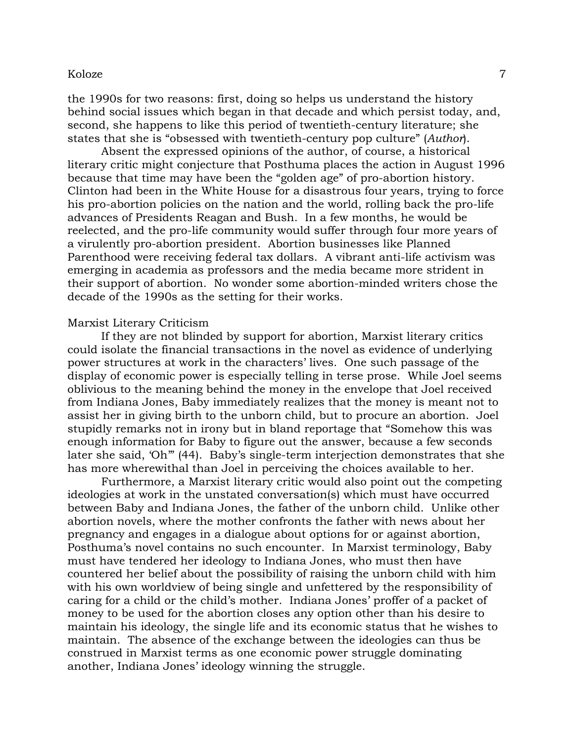the 1990s for two reasons: first, doing so helps us understand the history behind social issues which began in that decade and which persist today, and, second, she happens to like this period of twentieth-century literature; she states that she is "obsessed with twentieth-century pop culture" (*Author*).

Absent the expressed opinions of the author, of course, a historical literary critic might conjecture that Posthuma places the action in August 1996 because that time may have been the "golden age" of pro-abortion history. Clinton had been in the White House for a disastrous four years, trying to force his pro-abortion policies on the nation and the world, rolling back the pro-life advances of Presidents Reagan and Bush. In a few months, he would be reelected, and the pro-life community would suffer through four more years of a virulently pro-abortion president. Abortion businesses like Planned Parenthood were receiving federal tax dollars. A vibrant anti-life activism was emerging in academia as professors and the media became more strident in their support of abortion. No wonder some abortion-minded writers chose the decade of the 1990s as the setting for their works.

## Marxist Literary Criticism

If they are not blinded by support for abortion, Marxist literary critics could isolate the financial transactions in the novel as evidence of underlying power structures at work in the characters' lives. One such passage of the display of economic power is especially telling in terse prose. While Joel seems oblivious to the meaning behind the money in the envelope that Joel received from Indiana Jones, Baby immediately realizes that the money is meant not to assist her in giving birth to the unborn child, but to procure an abortion. Joel stupidly remarks not in irony but in bland reportage that "Somehow this was enough information for Baby to figure out the answer, because a few seconds later she said, 'Oh'" (44). Baby's single-term interjection demonstrates that she has more wherewithal than Joel in perceiving the choices available to her.

Furthermore, a Marxist literary critic would also point out the competing ideologies at work in the unstated conversation(s) which must have occurred between Baby and Indiana Jones, the father of the unborn child. Unlike other abortion novels, where the mother confronts the father with news about her pregnancy and engages in a dialogue about options for or against abortion, Posthuma's novel contains no such encounter. In Marxist terminology, Baby must have tendered her ideology to Indiana Jones, who must then have countered her belief about the possibility of raising the unborn child with him with his own worldview of being single and unfettered by the responsibility of caring for a child or the child's mother. Indiana Jones' proffer of a packet of money to be used for the abortion closes any option other than his desire to maintain his ideology, the single life and its economic status that he wishes to maintain. The absence of the exchange between the ideologies can thus be construed in Marxist terms as one economic power struggle dominating another, Indiana Jones' ideology winning the struggle.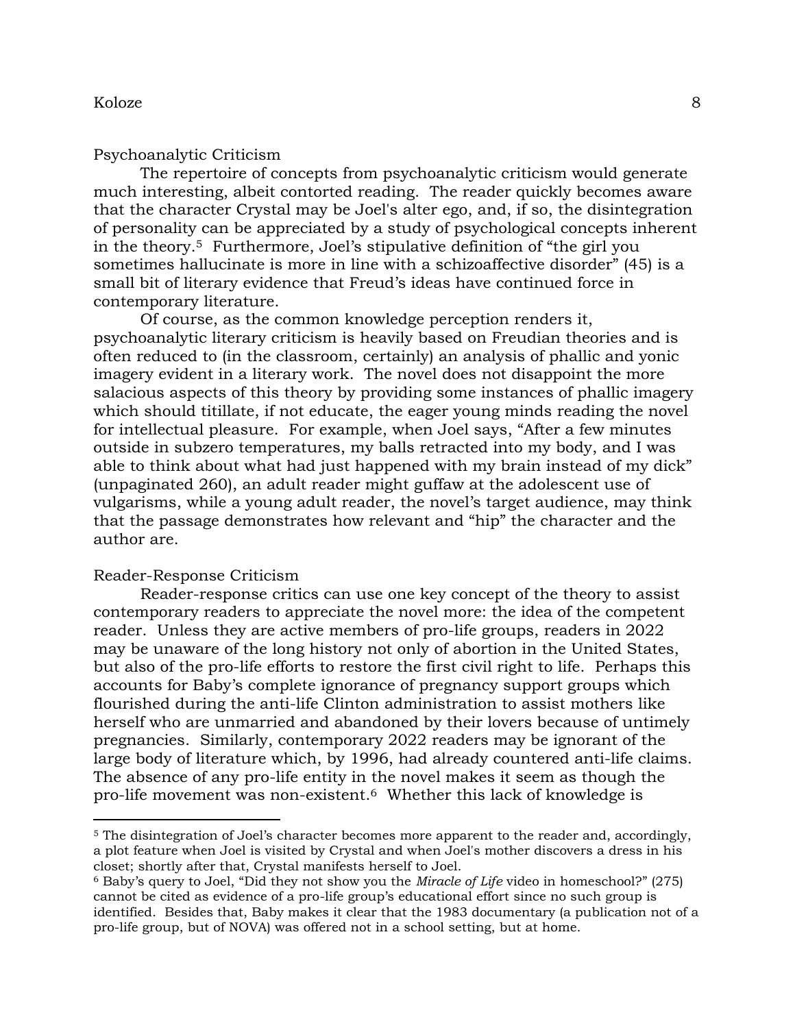## Psychoanalytic Criticism

The repertoire of concepts from psychoanalytic criticism would generate much interesting, albeit contorted reading. The reader quickly becomes aware that the character Crystal may be Joel's alter ego, and, if so, the disintegration of personality can be appreciated by a study of psychological concepts inherent in the theory.[5] Furthermore, Joel's stipulative definition of "the girl you sometimes hallucinate is more in line with a schizoaffective disorder" (45) is a small bit of literary evidence that Freud's ideas have continued force in contemporary literature.

Of course, as the common knowledge perception renders it, psychoanalytic literary criticism is heavily based on Freudian theories and is often reduced to (in the classroom, certainly) an analysis of phallic and yonic imagery evident in a literary work. The novel does not disappoint the more salacious aspects of this theory by providing some instances of phallic imagery which should titillate, if not educate, the eager young minds reading the novel for intellectual pleasure. For example, when Joel says, "After a few minutes outside in subzero temperatures, my balls retracted into my body, and I was able to think about what had just happened with my brain instead of my dick" (unpaginated 260), an adult reader might guffaw at the adolescent use of vulgarisms, while a young adult reader, the novel's target audience, may think that the passage demonstrates how relevant and "hip" the character and the author are.

## Reader-Response Criticism

Reader-response critics can use one key concept of the theory to assist contemporary readers to appreciate the novel more: the idea of the competent reader. Unless they are active members of pro-life groups, readers in 2022 may be unaware of the long history not only of abortion in the United States, but also of the pro-life efforts to restore the first civil right to life. Perhaps this accounts for Baby's complete ignorance of pregnancy support groups which flourished during the anti-life Clinton administration to assist mothers like herself who are unmarried and abandoned by their lovers because of untimely pregnancies. Similarly, contemporary 2022 readers may be ignorant of the large body of literature which, by 1996, had already countered anti-life claims. The absence of any pro-life entity in the novel makes it seem as though the pro-life movement was non-existent.[6] Whether this lack of knowledge is

---

[5] The disintegration of Joel's character becomes more apparent to the reader and, accordingly, a plot feature when Joel is visited by Crystal and when Joel's mother discovers a dress in his closet; shortly after that, Crystal manifests herself to Joel.

[6] Baby's query to Joel, "Did they not show you the *Miracle of Life* video in homeschool?" (275) cannot be cited as evidence of a pro-life group's educational effort since no such group is identified. Besides that, Baby makes it clear that the 1983 documentary (a publication not of a pro-life group, but of NOVA) was offered not in a school setting, but at home.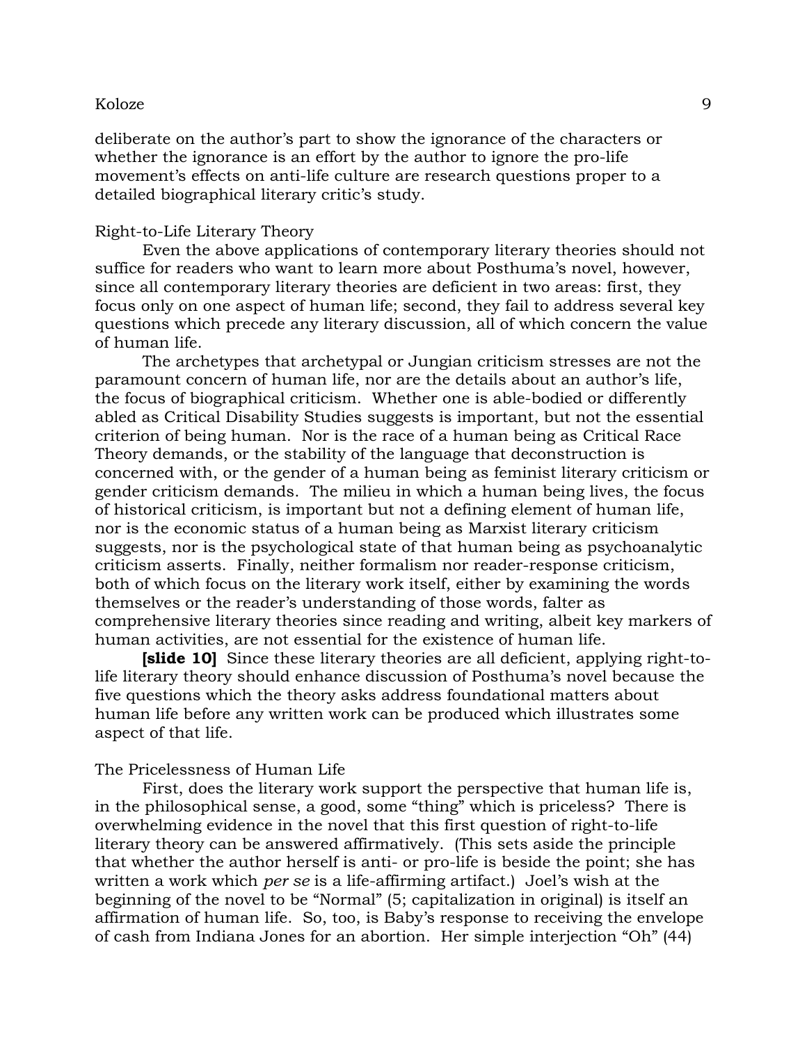deliberate on the author's part to show the ignorance of the characters or whether the ignorance is an effort by the author to ignore the pro-life movement's effects on anti-life culture are research questions proper to a detailed biographical literary critic's study.

## Right-to-Life Literary Theory

Even the above applications of contemporary literary theories should not suffice for readers who want to learn more about Posthuma's novel, however, since all contemporary literary theories are deficient in two areas: first, they focus only on one aspect of human life; second, they fail to address several key questions which precede any literary discussion, all of which concern the value of human life.

The archetypes that archetypal or Jungian criticism stresses are not the paramount concern of human life, nor are the details about an author's life, the focus of biographical criticism. Whether one is able-bodied or differently abled as Critical Disability Studies suggests is important, but not the essential criterion of being human. Nor is the race of a human being as Critical Race Theory demands, or the stability of the language that deconstruction is concerned with, or the gender of a human being as feminist literary criticism or gender criticism demands. The milieu in which a human being lives, the focus of historical criticism, is important but not a defining element of human life, nor is the economic status of a human being as Marxist literary criticism suggests, nor is the psychological state of that human being as psychoanalytic criticism asserts. Finally, neither formalism nor reader-response criticism, both of which focus on the literary work itself, either by examining the words themselves or the reader's understanding of those words, falter as comprehensive literary theories since reading and writing, albeit key markers of human activities, are not essential for the existence of human life.

**[slide 10]** Since these literary theories are all deficient, applying right-to-life literary theory should enhance discussion of Posthuma's novel because the five questions which the theory asks address foundational matters about human life before any written work can be produced which illustrates some aspect of that life.

## The Pricelessness of Human Life

First, does the literary work support the perspective that human life is, in the philosophical sense, a good, some "thing" which is priceless? There is overwhelming evidence in the novel that this first question of right-to-life literary theory can be answered affirmatively. (This sets aside the principle that whether the author herself is anti- or pro-life is beside the point; she has written a work which *per se* is a life-affirming artifact.) Joel's wish at the beginning of the novel to be "Normal" (5; capitalization in original) is itself an affirmation of human life. So, too, is Baby's response to receiving the envelope of cash from Indiana Jones for an abortion. Her simple interjection "Oh" (44)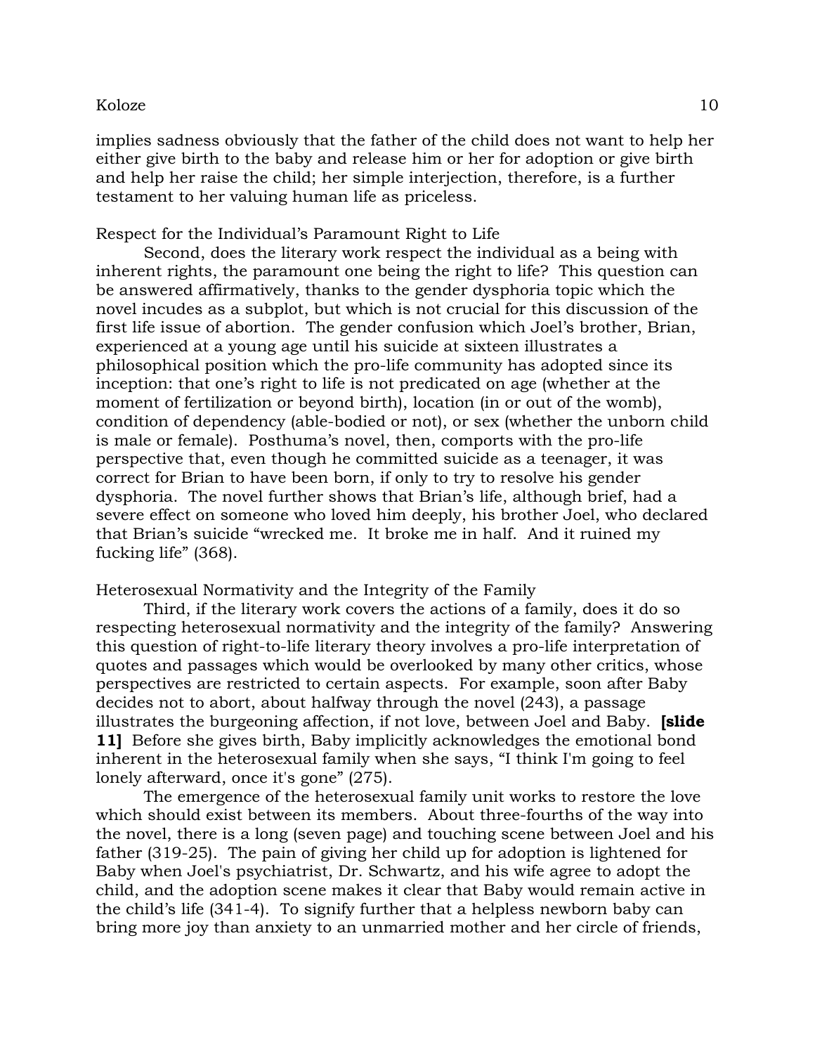implies sadness obviously that the father of the child does not want to help her either give birth to the baby and release him or her for adoption or give birth and help her raise the child; her simple interjection, therefore, is a further testament to her valuing human life as priceless.

Respect for the Individual's Paramount Right to Life

Second, does the literary work respect the individual as a being with inherent rights, the paramount one being the right to life? This question can be answered affirmatively, thanks to the gender dysphoria topic which the novel incudes as a subplot, but which is not crucial for this discussion of the first life issue of abortion. The gender confusion which Joel's brother, Brian, experienced at a young age until his suicide at sixteen illustrates a philosophical position which the pro-life community has adopted since its inception: that one's right to life is not predicated on age (whether at the moment of fertilization or beyond birth), location (in or out of the womb), condition of dependency (able-bodied or not), or sex (whether the unborn child is male or female). Posthuma's novel, then, comports with the pro-life perspective that, even though he committed suicide as a teenager, it was correct for Brian to have been born, if only to try to resolve his gender dysphoria. The novel further shows that Brian's life, although brief, had a severe effect on someone who loved him deeply, his brother Joel, who declared that Brian's suicide "wrecked me. It broke me in half. And it ruined my fucking life" (368).

Heterosexual Normativity and the Integrity of the Family

Third, if the literary work covers the actions of a family, does it do so respecting heterosexual normativity and the integrity of the family? Answering this question of right-to-life literary theory involves a pro-life interpretation of quotes and passages which would be overlooked by many other critics, whose perspectives are restricted to certain aspects. For example, soon after Baby decides not to abort, about halfway through the novel (243), a passage illustrates the burgeoning affection, if not love, between Joel and Baby. **[slide 11]** Before she gives birth, Baby implicitly acknowledges the emotional bond inherent in the heterosexual family when she says, "I think I'm going to feel lonely afterward, once it's gone" (275).

The emergence of the heterosexual family unit works to restore the love which should exist between its members. About three-fourths of the way into the novel, there is a long (seven page) and touching scene between Joel and his father (319-25). The pain of giving her child up for adoption is lightened for Baby when Joel's psychiatrist, Dr. Schwartz, and his wife agree to adopt the child, and the adoption scene makes it clear that Baby would remain active in the child's life (341-4). To signify further that a helpless newborn baby can bring more joy than anxiety to an unmarried mother and her circle of friends,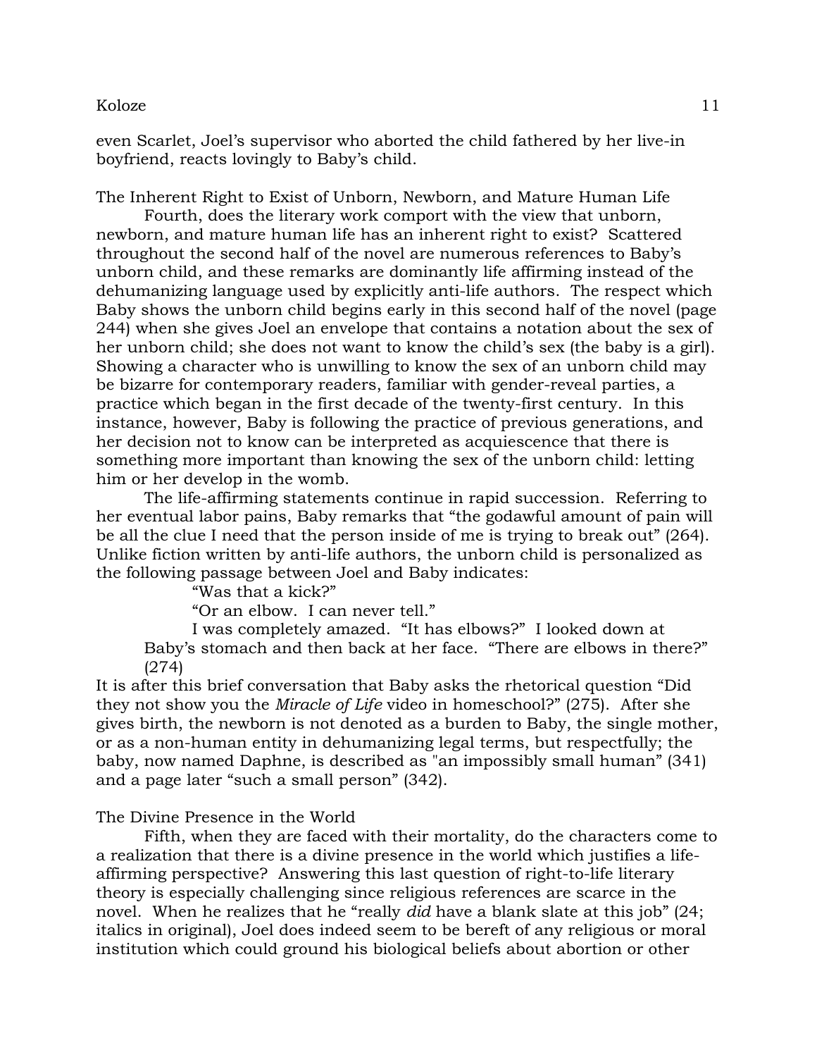even Scarlet, Joel's supervisor who aborted the child fathered by her live-in boyfriend, reacts lovingly to Baby's child.

## The Inherent Right to Exist of Unborn, Newborn, and Mature Human Life

Fourth, does the literary work comport with the view that unborn, newborn, and mature human life has an inherent right to exist? Scattered throughout the second half of the novel are numerous references to Baby's unborn child, and these remarks are dominantly life affirming instead of the dehumanizing language used by explicitly anti-life authors. The respect which Baby shows the unborn child begins early in this second half of the novel (page 244) when she gives Joel an envelope that contains a notation about the sex of her unborn child; she does not want to know the child's sex (the baby is a girl). Showing a character who is unwilling to know the sex of an unborn child may be bizarre for contemporary readers, familiar with gender-reveal parties, a practice which began in the first decade of the twenty-first century. In this instance, however, Baby is following the practice of previous generations, and her decision not to know can be interpreted as acquiescence that there is something more important than knowing the sex of the unborn child: letting him or her develop in the womb.

The life-affirming statements continue in rapid succession. Referring to her eventual labor pains, Baby remarks that "the godawful amount of pain will be all the clue I need that the person inside of me is trying to break out" (264). Unlike fiction written by anti-life authors, the unborn child is personalized as the following passage between Joel and Baby indicates:

> "Was that a kick?"
>
> "Or an elbow. I can never tell."
>
> I was completely amazed. "It has elbows?" I looked down at Baby's stomach and then back at her face. "There are elbows in there?" (274)

It is after this brief conversation that Baby asks the rhetorical question "Did they not show you the *Miracle of Life* video in homeschool?" (275). After she gives birth, the newborn is not denoted as a burden to Baby, the single mother, or as a non-human entity in dehumanizing legal terms, but respectfully; the baby, now named Daphne, is described as "an impossibly small human" (341) and a page later "such a small person" (342).

## The Divine Presence in the World

Fifth, when they are faced with their mortality, do the characters come to a realization that there is a divine presence in the world which justifies a life-affirming perspective? Answering this last question of right-to-life literary theory is especially challenging since religious references are scarce in the novel. When he realizes that he "really *did* have a blank slate at this job" (24; italics in original), Joel does indeed seem to be bereft of any religious or moral institution which could ground his biological beliefs about abortion or other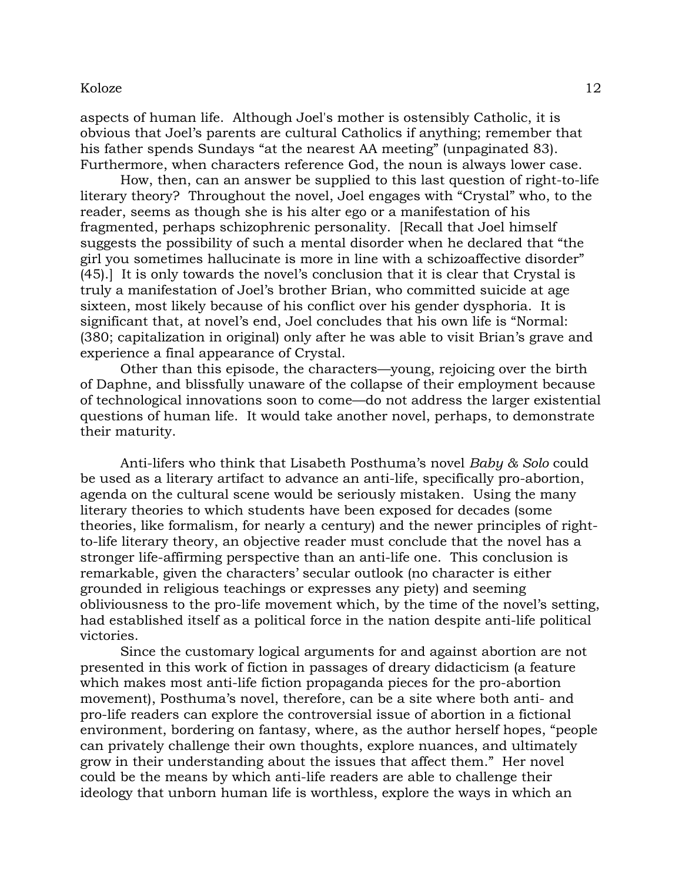aspects of human life. Although Joel's mother is ostensibly Catholic, it is obvious that Joel's parents are cultural Catholics if anything; remember that his father spends Sundays "at the nearest AA meeting" (unpaginated 83). Furthermore, when characters reference God, the noun is always lower case.

How, then, can an answer be supplied to this last question of right-to-life literary theory? Throughout the novel, Joel engages with "Crystal" who, to the reader, seems as though she is his alter ego or a manifestation of his fragmented, perhaps schizophrenic personality. [Recall that Joel himself suggests the possibility of such a mental disorder when he declared that "the girl you sometimes hallucinate is more in line with a schizoaffective disorder" (45).] It is only towards the novel's conclusion that it is clear that Crystal is truly a manifestation of Joel's brother Brian, who committed suicide at age sixteen, most likely because of his conflict over his gender dysphoria. It is significant that, at novel's end, Joel concludes that his own life is "Normal: (380; capitalization in original) only after he was able to visit Brian's grave and experience a final appearance of Crystal.

Other than this episode, the characters—young, rejoicing over the birth of Daphne, and blissfully unaware of the collapse of their employment because of technological innovations soon to come—do not address the larger existential questions of human life. It would take another novel, perhaps, to demonstrate their maturity.

Anti-lifers who think that Lisabeth Posthuma's novel *Baby & Solo* could be used as a literary artifact to advance an anti-life, specifically pro-abortion, agenda on the cultural scene would be seriously mistaken. Using the many literary theories to which students have been exposed for decades (some theories, like formalism, for nearly a century) and the newer principles of right-to-life literary theory, an objective reader must conclude that the novel has a stronger life-affirming perspective than an anti-life one. This conclusion is remarkable, given the characters' secular outlook (no character is either grounded in religious teachings or expresses any piety) and seeming obliviousness to the pro-life movement which, by the time of the novel's setting, had established itself as a political force in the nation despite anti-life political victories.

Since the customary logical arguments for and against abortion are not presented in this work of fiction in passages of dreary didacticism (a feature which makes most anti-life fiction propaganda pieces for the pro-abortion movement), Posthuma's novel, therefore, can be a site where both anti- and pro-life readers can explore the controversial issue of abortion in a fictional environment, bordering on fantasy, where, as the author herself hopes, "people can privately challenge their own thoughts, explore nuances, and ultimately grow in their understanding about the issues that affect them." Her novel could be the means by which anti-life readers are able to challenge their ideology that unborn human life is worthless, explore the ways in which an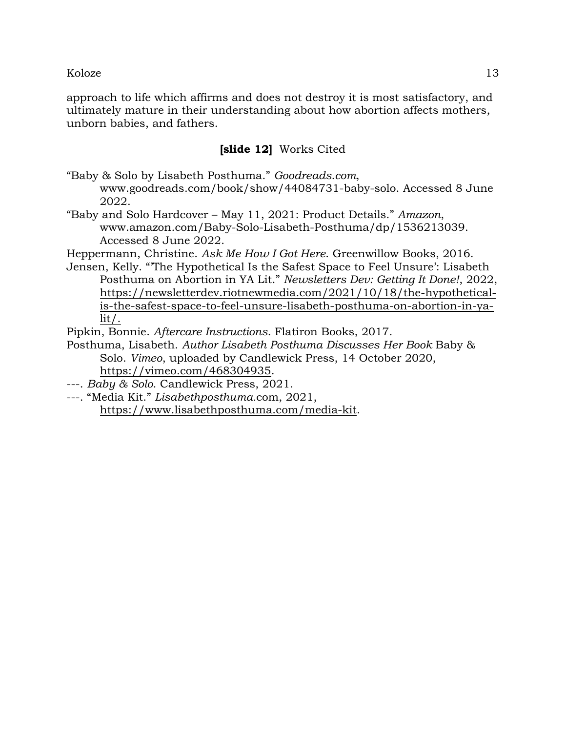approach to life which affirms and does not destroy it is most satisfactory, and ultimately mature in their understanding about how abortion affects mothers, unborn babies, and fathers.

**[slide 12]** Works Cited

"Baby & Solo by Lisabeth Posthuma." *Goodreads.com*, www.goodreads.com/book/show/44084731-baby-solo. Accessed 8 June 2022.

"Baby and Solo Hardcover – May 11, 2021: Product Details." *Amazon*, www.amazon.com/Baby-Solo-Lisabeth-Posthuma/dp/1536213039. Accessed 8 June 2022.

Heppermann, Christine. *Ask Me How I Got Here*. Greenwillow Books, 2016.

Jensen, Kelly. "'The Hypothetical Is the Safest Space to Feel Unsure': Lisabeth Posthuma on Abortion in YA Lit." *Newsletters Dev: Getting It Done!*, 2022, https://newsletterdev.riotnewmedia.com/2021/10/18/the-hypothetical-is-the-safest-space-to-feel-unsure-lisabeth-posthuma-on-abortion-in-ya-lit/.

Pipkin, Bonnie. *Aftercare Instructions*. Flatiron Books, 2017.

Posthuma, Lisabeth. *Author Lisabeth Posthuma Discusses Her Book* Baby & Solo. *Vimeo*, uploaded by Candlewick Press, 14 October 2020, https://vimeo.com/468304935.

---. *Baby & Solo*. Candlewick Press, 2021.

---. "Media Kit." *Lisabethposthuma*.com, 2021, https://www.lisabethposthuma.com/media-kit.